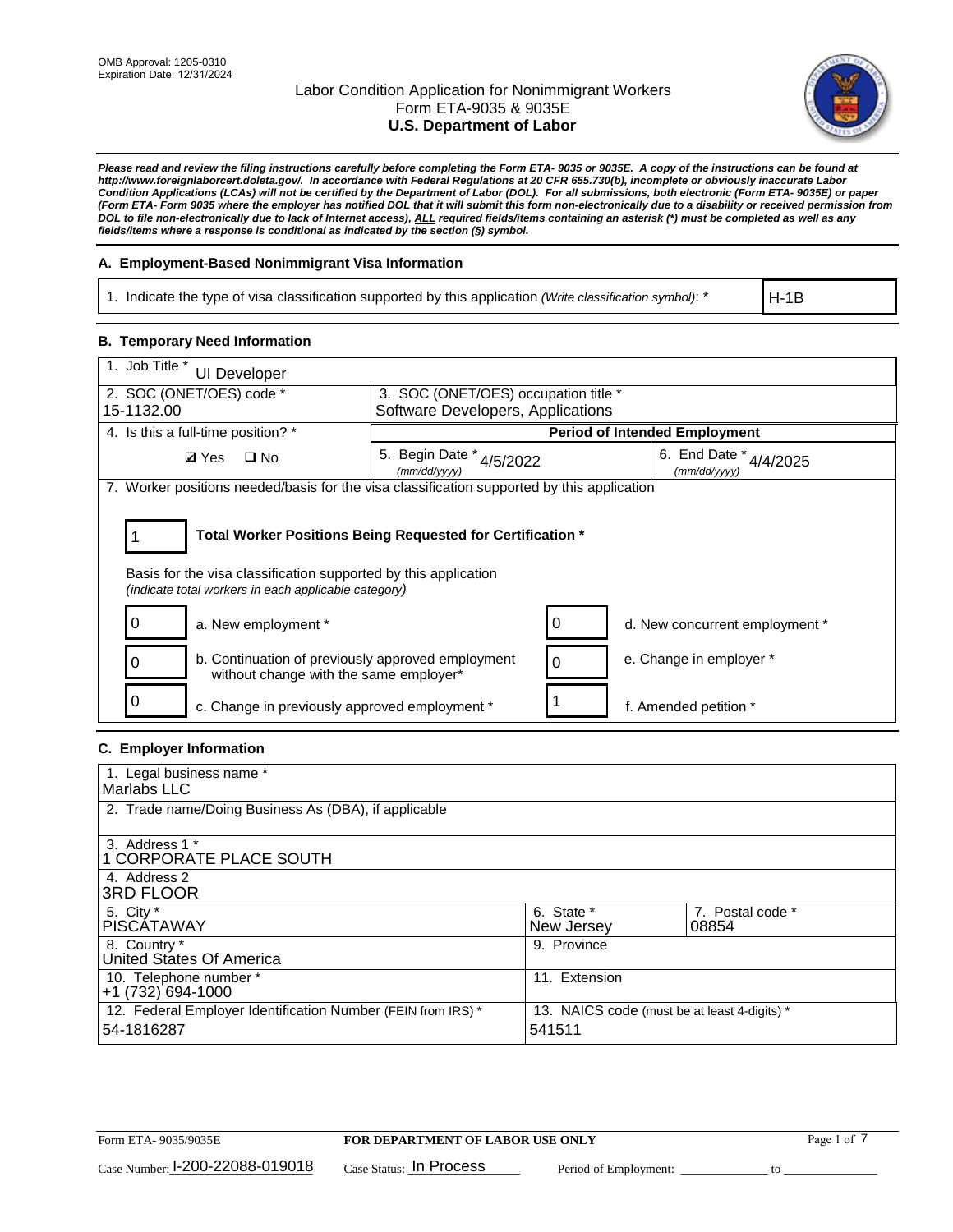OMB Approval: 1205-0310
Expiration Date: 12/31/2024

# Labor Condition Application for Nonimmigrant Workers
## Form ETA-9035 & 9035E
## U.S. Department of Labor

***Please read and review the filing instructions carefully before completing the Form ETA- 9035 or 9035E. A copy of the instructions can be found at http://www.foreignlaborcert.doleta.gov/. In accordance with Federal Regulations at 20 CFR 655.730(b), incomplete or obviously inaccurate Labor Condition Applications (LCAs) will not be certified by the Department of Labor (DOL). For all submissions, both electronic (Form ETA- 9035E) or paper (Form ETA- Form 9035 where the employer has notified DOL that it will submit this form non-electronically due to a disability or received permission from DOL to file non-electronically due to lack of Internet access), ALL required fields/items containing an asterisk (*) must be completed as well as any fields/items where a response is conditional as indicated by the section (§) symbol.***

### A. Employment-Based Nonimmigrant Visa Information

| 1. Indicate the type of visa classification supported by this application *(Write classification symbol)*: * | H-1B |
|---|---|

### B. Temporary Need Information

| 1. Job Title * UI Developer | | |
|---|---|---|
| 2. SOC (ONET/OES) code * 15-1132.00 | 3. SOC (ONET/OES) occupation title * Software Developers, Applications | |
| 4. Is this a full-time position? * | Period of Intended Employment | |
| ☑ Yes ☐ No | 5. Begin Date * *(mm/dd/yyyy)* 4/5/2022 | 6. End Date * *(mm/dd/yyyy)* 4/4/2025 |

7. Worker positions needed/basis for the visa classification supported by this application

**1 — Total Worker Positions Being Requested for Certification ***

Basis for the visa classification supported by this application
*(indicate total workers in each applicable category)*

| Count | Category | Count | Category |
|---|---|---|---|
| 0 | a. New employment * | 0 | d. New concurrent employment * |
| 0 | b. Continuation of previously approved employment without change with the same employer* | 0 | e. Change in employer * |
| 0 | c. Change in previously approved employment * | 1 | f. Amended petition * |

### C. Employer Information

| 1. Legal business name * Marlabs LLC | | |
|---|---|---|
| 2. Trade name/Doing Business As (DBA), if applicable | | |
| 3. Address 1 * 1 CORPORATE PLACE SOUTH | | |
| 4. Address 2 3RD FLOOR | | |
| 5. City * PISCATAWAY | 6. State * New Jersey | 7. Postal code * 08854 |
| 8. Country * United States Of America | 9. Province | |
| 10. Telephone number * +1 (732) 694-1000 | 11. Extension | |
| 12. Federal Employer Identification Number (FEIN from IRS) * 54-1816287 | 13. NAICS code (must be at least 4-digits) * 541511 | |

Form ETA- 9035/9035E — FOR DEPARTMENT OF LABOR USE ONLY

Case Number: I-200-22088-019018 Case Status: In Process Period of Employment: _____________ to _____________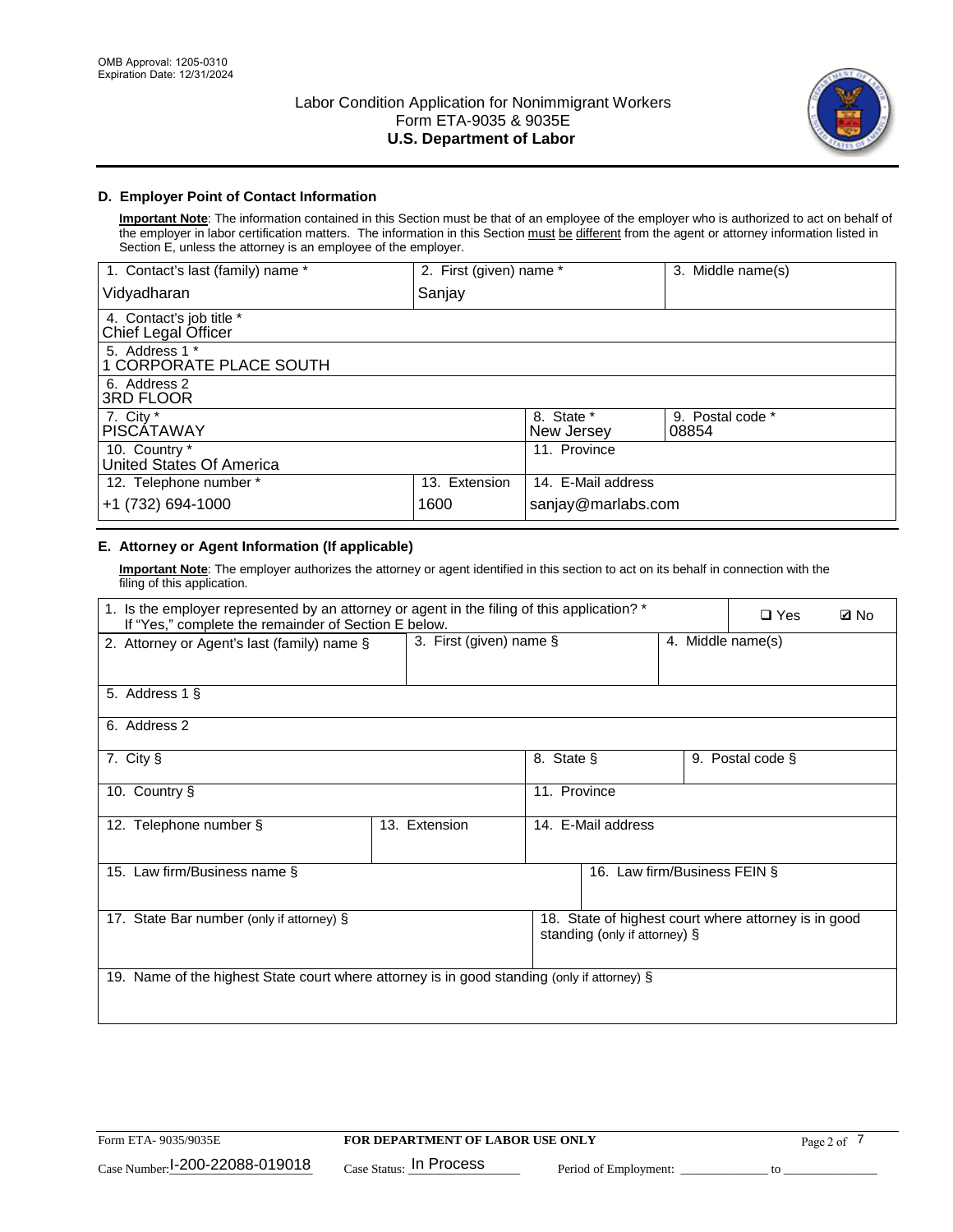## D. Employer Point of Contact Information

**Important Note**: The information contained in this Section must be that of an employee of the employer who is authorized to act on behalf of the employer in labor certification matters. The information in this Section must be different from the agent or attorney information listed in Section E, unless the attorney is an employee of the employer.

| 1. Contact's last (family) name * | 2. First (given) name * | 3. Middle name(s) |
|---|---|---|
| Vidyadharan | Sanjay | |
| 4. Contact's job title * Chief Legal Officer | | |
| 5. Address 1 * 1 CORPORATE PLACE SOUTH | | |
| 6. Address 2 3RD FLOOR | | |
| 7. City * PISCATAWAY | 8. State * New Jersey | 9. Postal code * 08854 |
| 10. Country * United States Of America | 11. Province | |
| 12. Telephone number * +1 (732) 694-1000 | 13. Extension 1600 | 14. E-Mail address sanjay@marlabs.com |

## E. Attorney or Agent Information (If applicable)

**Important Note**: The employer authorizes the attorney or agent identified in this section to act on its behalf in connection with the filing of this application.

| 1. Is the employer represented by an attorney or agent in the filing of this application? * If "Yes," complete the remainder of Section E below. | ❑ Yes | ☑ No |
|---|---|---|
| 2. Attorney or Agent's last (family) name § | 3. First (given) name § | 4. Middle name(s) |
| 5. Address 1 § | | |
| 6. Address 2 | | |
| 7. City § | 8. State § | 9. Postal code § |
| 10. Country § | 11. Province | |
| 12. Telephone number § | 13. Extension | 14. E-Mail address |
| 15. Law firm/Business name § | 16. Law firm/Business FEIN § | |
| 17. State Bar number (only if attorney) § | 18. State of highest court where attorney is in good standing (only if attorney) § | |
| 19. Name of the highest State court where attorney is in good standing (only if attorney) § | | |

Form ETA- 9035/9035E | FOR DEPARTMENT OF LABOR USE ONLY

Case Number: I-200-22088-019018 Case Status: In Process Period of Employment: \_\_\_\_\_\_ to \_\_\_\_\_\_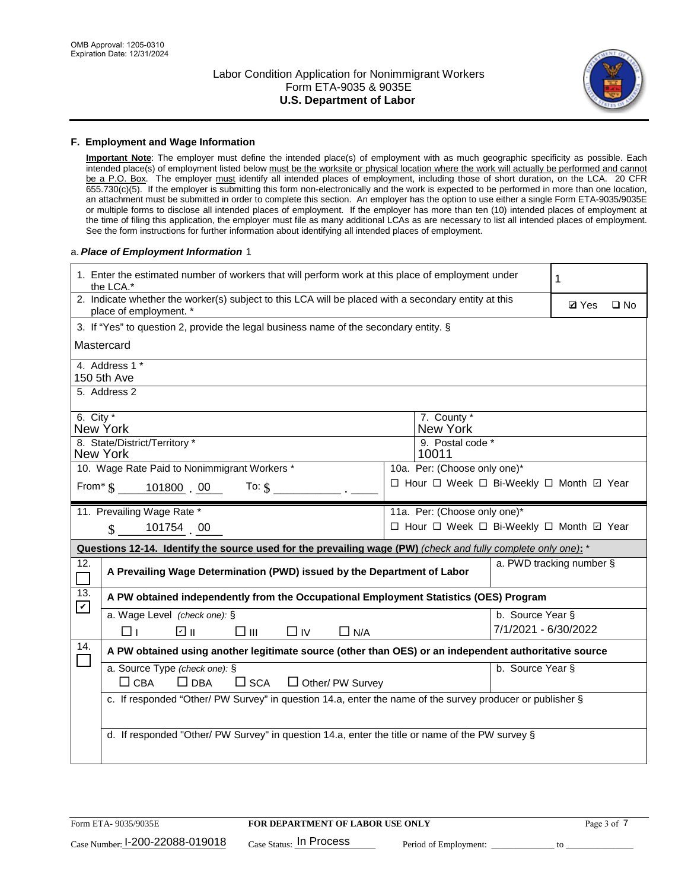## F. Employment and Wage Information

**Important Note**: The employer must define the intended place(s) of employment with as much geographic specificity as possible. Each intended place(s) of employment listed below must be the worksite or physical location where the work will actually be performed and cannot be a P.O. Box. The employer must identify all intended places of employment, including those of short duration, on the LCA. 20 CFR 655.730(c)(5). If the employer is submitting this form non-electronically and the work is expected to be performed in more than one location, an attachment must be submitted in order to complete this section. An employer has the option to use either a single Form ETA-9035/9035E or multiple forms to disclose all intended places of employment. If the employer has more than ten (10) intended places of employment at the time of filing this application, the employer must file as many additional LCAs as are necessary to list all intended places of employment. See the form instructions for further information about identifying all intended places of employment.

a. *Place of Employment Information* 1

| | |
|---|---|
| 1. Enter the estimated number of workers that will perform work at this place of employment under the LCA.* | 1 |
| 2. Indicate whether the worker(s) subject to this LCA will be placed with a secondary entity at this place of employment. * | ☑ Yes ☐ No |
| 3. If "Yes" to question 2, provide the legal business name of the secondary entity. § Mastercard | |
| 4. Address 1 * 150 5th Ave | |
| 5. Address 2 | |
| 6. City * New York | 7. County * New York |
| 8. State/District/Territory * New York | 9. Postal code * 10011 |
| 10. Wage Rate Paid to Nonimmigrant Workers * From* $ 101800 . 00 To: $ ______ . ____ | 10a. Per: (Choose only one)* ☐ Hour ☐ Week ☐ Bi-Weekly ☐ Month ☑ Year |
| 11. Prevailing Wage Rate * $ 101754 . 00 | 11a. Per: (Choose only one)* ☐ Hour ☐ Week ☐ Bi-Weekly ☐ Month ☑ Year |

**Questions 12-14. Identify the source used for the prevailing wage (PW)** *(check and fully complete only one)*: *

| | | |
|---|---|---|
| 12. ☐ | **A Prevailing Wage Determination (PWD) issued by the Department of Labor** | a. PWD tracking number § |
| 13. ☑ | **A PW obtained independently from the Occupational Employment Statistics (OES) Program** | |
| | a. Wage Level *(check one)*: § ☐ I ☑ II ☐ III ☐ IV ☐ N/A | b. Source Year § 7/1/2021 - 6/30/2022 |
| 14. ☐ | **A PW obtained using another legitimate source (other than OES) or an independent authoritative source** | |
| | a. Source Type *(check one)*: § ☐ CBA ☐ DBA ☐ SCA ☐ Other/ PW Survey | b. Source Year § |
| | c. If responded "Other/ PW Survey" in question 14.a, enter the name of the survey producer or publisher § | |
| | d. If responded "Other/ PW Survey" in question 14.a, enter the title or name of the PW survey § | |

Form ETA- 9035/9035E **FOR DEPARTMENT OF LABOR USE ONLY**

Case Number: I-200-22088-019018 Case Status: In Process Period of Employment: ______________ to ______________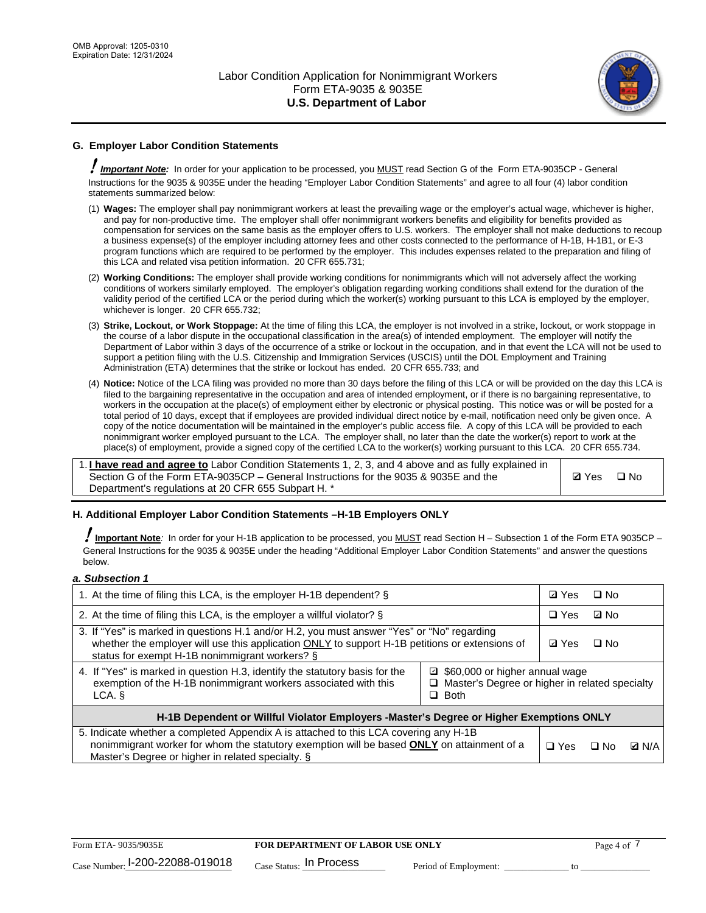## G. Employer Labor Condition Statements

! ***Important Note:*** In order for your application to be processed, you MUST read Section G of the Form ETA-9035CP - General Instructions for the 9035 & 9035E under the heading "Employer Labor Condition Statements" and agree to all four (4) labor condition statements summarized below:

(1) **Wages:** The employer shall pay nonimmigrant workers at least the prevailing wage or the employer's actual wage, whichever is higher, and pay for non-productive time. The employer shall offer nonimmigrant workers benefits and eligibility for benefits provided as compensation for services on the same basis as the employer offers to U.S. workers. The employer shall not make deductions to recoup a business expense(s) of the employer including attorney fees and other costs connected to the performance of H-1B, H-1B1, or E-3 program functions which are required to be performed by the employer. This includes expenses related to the preparation and filing of this LCA and related visa petition information. 20 CFR 655.731;

(2) **Working Conditions:** The employer shall provide working conditions for nonimmigrants which will not adversely affect the working conditions of workers similarly employed. The employer's obligation regarding working conditions shall extend for the duration of the validity period of the certified LCA or the period during which the worker(s) working pursuant to this LCA is employed by the employer, whichever is longer. 20 CFR 655.732;

(3) **Strike, Lockout, or Work Stoppage:** At the time of filing this LCA, the employer is not involved in a strike, lockout, or work stoppage in the course of a labor dispute in the occupational classification in the area(s) of intended employment. The employer will notify the Department of Labor within 3 days of the occurrence of a strike or lockout in the occupation, and in that event the LCA will not be used to support a petition filing with the U.S. Citizenship and Immigration Services (USCIS) until the DOL Employment and Training Administration (ETA) determines that the strike or lockout has ended. 20 CFR 655.733; and

(4) **Notice:** Notice of the LCA filing was provided no more than 30 days before the filing of this LCA or will be provided on the day this LCA is filed to the bargaining representative in the occupation and area of intended employment, or if there is no bargaining representative, to workers in the occupation at the place(s) of employment either by electronic or physical posting. This notice was or will be posted for a total period of 10 days, except that if employees are provided individual direct notice by e-mail, notification need only be given once. A copy of the notice documentation will be maintained in the employer's public access file. A copy of this LCA will be provided to each nonimmigrant worker employed pursuant to the LCA. The employer shall, no later than the date the worker(s) report to work at the place(s) of employment, provide a signed copy of the certified LCA to the worker(s) working pursuant to this LCA. 20 CFR 655.734.

| | |
|---|---|
| 1. **I have read and agree to** Labor Condition Statements 1, 2, 3, and 4 above and as fully explained in Section G of the Form ETA-9035CP – General Instructions for the 9035 & 9035E and the Department's regulations at 20 CFR 655 Subpart H. * | ☑ Yes ☐ No |

## H. Additional Employer Labor Condition Statements –H-1B Employers ONLY

! **Important Note***:* In order for your H-1B application to be processed, you MUST read Section H – Subsection 1 of the Form ETA 9035CP – General Instructions for the 9035 & 9035E under the heading "Additional Employer Labor Condition Statements" and answer the questions below.

***a. Subsection 1***

| | | |
|---|---|---|
| 1. At the time of filing this LCA, is the employer H-1B dependent? § | | ☑ Yes ☐ No |
| 2. At the time of filing this LCA, is the employer a willful violator? § | | ☐ Yes ☑ No |
| 3. If "Yes" is marked in questions H.1 and/or H.2, you must answer "Yes" or "No" regarding whether the employer will use this application ONLY to support H-1B petitions or extensions of status for exempt H-1B nonimmigrant workers? § | | ☑ Yes ☐ No |
| 4. If "Yes" is marked in question H.3, identify the statutory basis for the exemption of the H-1B nonimmigrant workers associated with this LCA. § | ☑ $60,000 or higher annual wage<br>☐ Master's Degree or higher in related specialty<br>☐ Both | |
| **H-1B Dependent or Willful Violator Employers -Master's Degree or Higher Exemptions ONLY** | | |
| 5. Indicate whether a completed Appendix A is attached to this LCA covering any H-1B nonimmigrant worker for whom the statutory exemption will be based **ONLY** on attainment of a Master's Degree or higher in related specialty. § | | ☐ Yes ☐ No ☑ N/A |

Form ETA- 9035/9035E | **FOR DEPARTMENT OF LABOR USE ONLY**

Case Number: I-200-22088-019018 Case Status: In Process Period of Employment: _____________ to _____________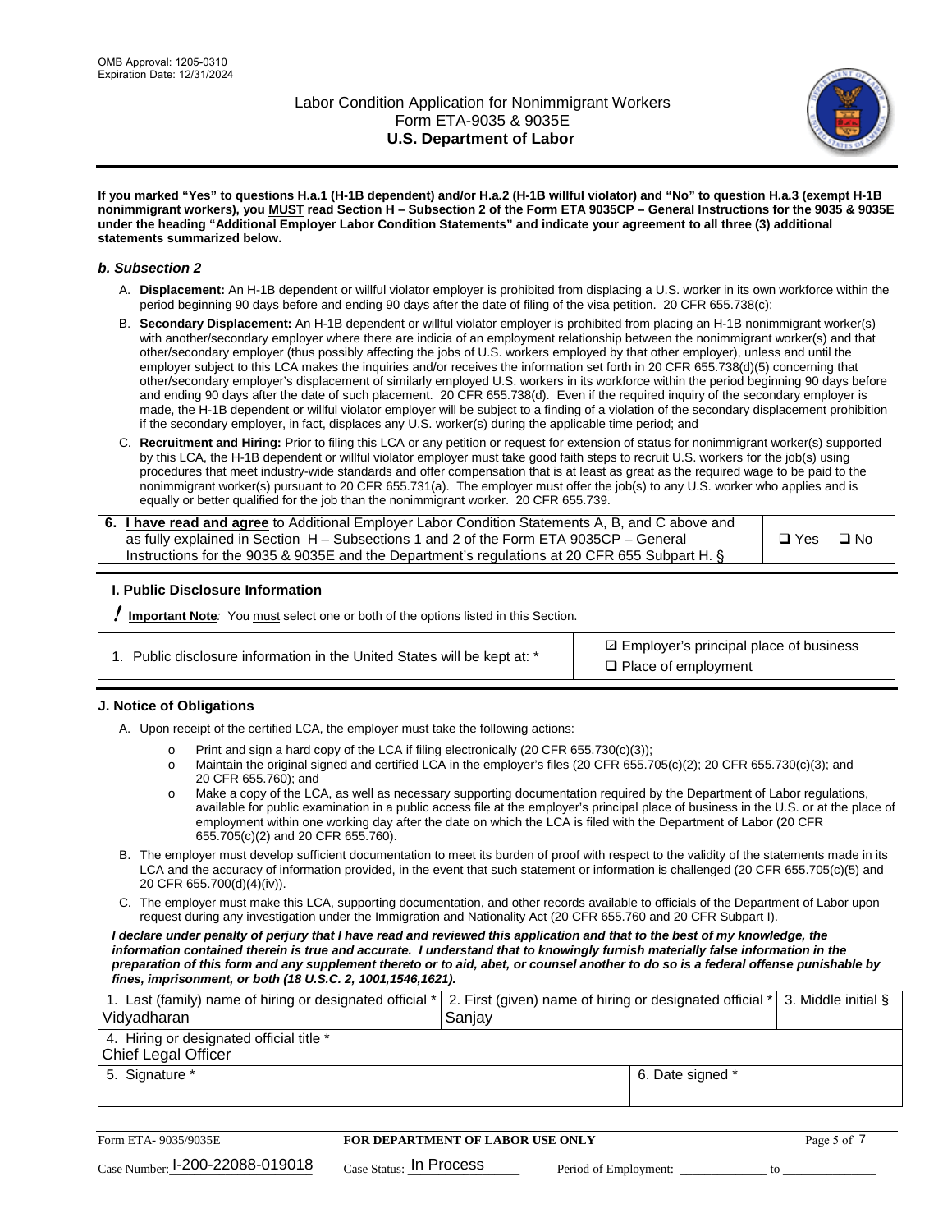**If you marked "Yes" to questions H.a.1 (H-1B dependent) and/or H.a.2 (H-1B willful violator) and "No" to question H.a.3 (exempt H-1B nonimmigrant workers), you MUST read Section H – Subsection 2 of the Form ETA 9035CP – General Instructions for the 9035 & 9035E under the heading "Additional Employer Labor Condition Statements" and indicate your agreement to all three (3) additional statements summarized below.**

### *b. Subsection 2*

A. **Displacement:** An H-1B dependent or willful violator employer is prohibited from displacing a U.S. worker in its own workforce within the period beginning 90 days before and ending 90 days after the date of filing of the visa petition. 20 CFR 655.738(c);

B. **Secondary Displacement:** An H-1B dependent or willful violator employer is prohibited from placing an H-1B nonimmigrant worker(s) with another/secondary employer where there are indicia of an employment relationship between the nonimmigrant worker(s) and that other/secondary employer (thus possibly affecting the jobs of U.S. workers employed by that other employer), unless and until the employer subject to this LCA makes the inquiries and/or receives the information set forth in 20 CFR 655.738(d)(5) concerning that other/secondary employer's displacement of similarly employed U.S. workers in its workforce within the period beginning 90 days before and ending 90 days after the date of such placement. 20 CFR 655.738(d). Even if the required inquiry of the secondary employer is made, the H-1B dependent or willful violator employer will be subject to a finding of a violation of the secondary displacement prohibition if the secondary employer, in fact, displaces any U.S. worker(s) during the applicable time period; and

C. **Recruitment and Hiring:** Prior to filing this LCA or any petition or request for extension of status for nonimmigrant worker(s) supported by this LCA, the H-1B dependent or willful violator employer must take good faith steps to recruit U.S. workers for the job(s) using procedures that meet industry-wide standards and offer compensation that is at least as great as the required wage to be paid to the nonimmigrant worker(s) pursuant to 20 CFR 655.731(a). The employer must offer the job(s) to any U.S. worker who applies and is equally or better qualified for the job than the nonimmigrant worker. 20 CFR 655.739.

| | |
|---|---|
| 6. **I have read and agree** to Additional Employer Labor Condition Statements A, B, and C above and as fully explained in Section H – Subsections 1 and 2 of the Form ETA 9035CP – General Instructions for the 9035 & 9035E and the Department's regulations at 20 CFR 655 Subpart H. § | ❑ Yes ❑ No |

## I. Public Disclosure Information

**! Important Note**: You must select one or both of the options listed in this Section.

| | |
|---|---|
| 1. Public disclosure information in the United States will be kept at: * | ☑ Employer's principal place of business<br>❑ Place of employment |

## J. Notice of Obligations

A. Upon receipt of the certified LCA, the employer must take the following actions:

- o Print and sign a hard copy of the LCA if filing electronically (20 CFR 655.730(c)(3));
- o Maintain the original signed and certified LCA in the employer's files (20 CFR 655.705(c)(2); 20 CFR 655.730(c)(3); and 20 CFR 655.760); and
- o Make a copy of the LCA, as well as necessary supporting documentation required by the Department of Labor regulations, available for public examination in a public access file at the employer's principal place of business in the U.S. or at the place of employment within one working day after the date on which the LCA is filed with the Department of Labor (20 CFR 655.705(c)(2) and 20 CFR 655.760).

B. The employer must develop sufficient documentation to meet its burden of proof with respect to the validity of the statements made in its LCA and the accuracy of information provided, in the event that such statement or information is challenged (20 CFR 655.705(c)(5) and 20 CFR 655.700(d)(4)(iv)).

C. The employer must make this LCA, supporting documentation, and other records available to officials of the Department of Labor upon request during any investigation under the Immigration and Nationality Act (20 CFR 655.760 and 20 CFR Subpart I).

***I declare under penalty of perjury that I have read and reviewed this application and that to the best of my knowledge, the information contained therein is true and accurate. I understand that to knowingly furnish materially false information in the preparation of this form and any supplement thereto or to aid, abet, or counsel another to do so is a federal offense punishable by fines, imprisonment, or both (18 U.S.C. 2, 1001,1546,1621).***

| 1. Last (family) name of hiring or designated official * | 2. First (given) name of hiring or designated official * | 3. Middle initial § |
|---|---|---|
| Vidyadharan | Sanjay | |
| 4. Hiring or designated official title * | | |
| Chief Legal Officer | | |
| 5. Signature * | 6. Date signed * | |
| | | |

Form ETA- 9035/9035E | **FOR DEPARTMENT OF LABOR USE ONLY**

Case Number: I-200-22088-019018 Case Status: In Process Period of Employment: ____________ to ____________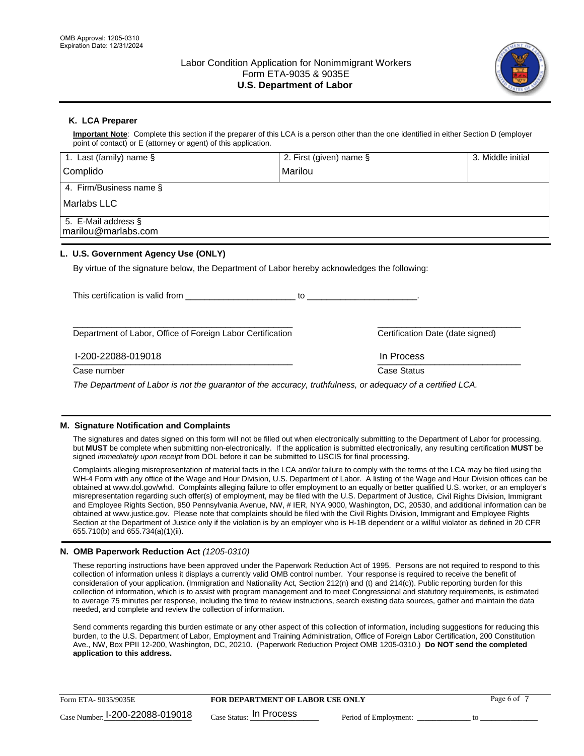OMB Approval: 1205-0310
Expiration Date: 12/31/2024

Labor Condition Application for Nonimmigrant Workers
Form ETA-9035 & 9035E
**U.S. Department of Labor**

## K. LCA Preparer

**Important Note**: Complete this section if the preparer of this LCA is a person other than the one identified in either Section D (employer point of contact) or E (attorney or agent) of this application.

| 1. Last (family) name § | 2. First (given) name § | 3. Middle initial |
|---|---|---|
| Complido | Marilou | |
| 4. Firm/Business name § | | |
| Marlabs LLC | | |
| 5. E-Mail address § | | |
| marilou@marlabs.com | | |

## L. U.S. Government Agency Use (ONLY)

By virtue of the signature below, the Department of Labor hereby acknowledges the following:

This certification is valid from ______________________ to ______________________.

Department of Labor, Office of Foreign Labor Certification

Certification Date (date signed)

I-200-22088-019018

Case number

In Process

Case Status

*The Department of Labor is not the guarantor of the accuracy, truthfulness, or adequacy of a certified LCA.*

## M. Signature Notification and Complaints

The signatures and dates signed on this form will not be filled out when electronically submitting to the Department of Labor for processing, but **MUST** be complete when submitting non-electronically. If the application is submitted electronically, any resulting certification **MUST** be signed *immediately upon receipt* from DOL before it can be submitted to USCIS for final processing.

Complaints alleging misrepresentation of material facts in the LCA and/or failure to comply with the terms of the LCA may be filed using the WH-4 Form with any office of the Wage and Hour Division, U.S. Department of Labor. A listing of the Wage and Hour Division offices can be obtained at www.dol.gov/whd. Complaints alleging failure to offer employment to an equally or better qualified U.S. worker, or an employer's misrepresentation regarding such offer(s) of employment, may be filed with the U.S. Department of Justice, Civil Rights Division, Immigrant and Employee Rights Section, 950 Pennsylvania Avenue, NW, # IER, NYA 9000, Washington, DC, 20530, and additional information can be obtained at www.justice.gov. Please note that complaints should be filed with the Civil Rights Division, Immigrant and Employee Rights Section at the Department of Justice only if the violation is by an employer who is H-1B dependent or a willful violator as defined in 20 CFR 655.710(b) and 655.734(a)(1)(ii).

## N. OMB Paperwork Reduction Act *(1205-0310)*

These reporting instructions have been approved under the Paperwork Reduction Act of 1995. Persons are not required to respond to this collection of information unless it displays a currently valid OMB control number. Your response is required to receive the benefit of consideration of your application. (Immigration and Nationality Act, Section 212(n) and (t) and 214(c)). Public reporting burden for this collection of information, which is to assist with program management and to meet Congressional and statutory requirements, is estimated to average 75 minutes per response, including the time to review instructions, search existing data sources, gather and maintain the data needed, and complete and review the collection of information.

Send comments regarding this burden estimate or any other aspect of this collection of information, including suggestions for reducing this burden, to the U.S. Department of Labor, Employment and Training Administration, Office of Foreign Labor Certification, 200 Constitution Ave., NW, Box PPII 12-200, Washington, DC, 20210. (Paperwork Reduction Project OMB 1205-0310.) **Do NOT send the completed application to this address.**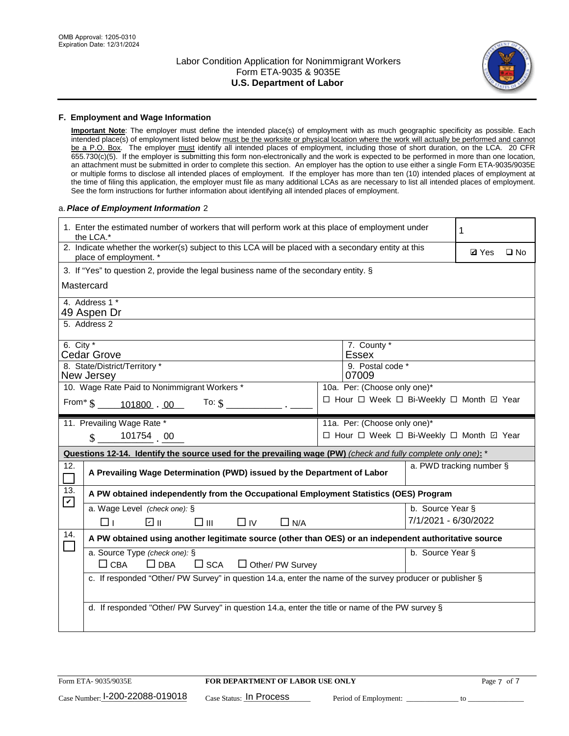OMB Approval: 1205-0310
Expiration Date: 12/31/2024

# Labor Condition Application for Nonimmigrant Workers
## Form ETA-9035 & 9035E
## U.S. Department of Labor

### F. Employment and Wage Information

**Important Note**: The employer must define the intended place(s) of employment with as much geographic specificity as possible. Each intended place(s) of employment listed below must be the worksite or physical location where the work will actually be performed and cannot be a P.O. Box. The employer must identify all intended places of employment, including those of short duration, on the LCA. 20 CFR 655.730(c)(5). If the employer is submitting this form non-electronically and the work is expected to be performed in more than one location, an attachment must be submitted in order to complete this section. An employer has the option to use either a single Form ETA-9035/9035E or multiple forms to disclose all intended places of employment. If the employer has more than ten (10) intended places of employment at the time of filing this application, the employer must file as many additional LCAs as are necessary to list all intended places of employment. See the form instructions for further information about identifying all intended places of employment.

a. ***Place of Employment Information*** 2

| | |
|---|---|
| 1. Enter the estimated number of workers that will perform work at this place of employment under the LCA.* | 1 |
| 2. Indicate whether the worker(s) subject to this LCA will be placed with a secondary entity at this place of employment. * | ☑ Yes ☐ No |
| 3. If "Yes" to question 2, provide the legal business name of the secondary entity. § Mastercard | |
| 4. Address 1 * 49 Aspen Dr | |
| 5. Address 2 | |
| 6. City * Cedar Grove | 7. County * Essex |
| 8. State/District/Territory * New Jersey | 9. Postal code * 07009 |
| 10. Wage Rate Paid to Nonimmigrant Workers * From* $ 101800 . 00 To: $ ______ . ____ | 10a. Per: (Choose only one)* ☐ Hour ☐ Week ☐ Bi-Weekly ☐ Month ☑ Year |
| 11. Prevailing Wage Rate * $ 101754 . 00 | 11a. Per: (Choose only one)* ☐ Hour ☐ Week ☐ Bi-Weekly ☐ Month ☑ Year |

**Questions 12-14. Identify the source used for the prevailing wage (PW)** *(check and fully complete only one)*: *

| | | |
|---|---|---|
| 12. ☐ | **A Prevailing Wage Determination (PWD) issued by the Department of Labor** | a. PWD tracking number § |
| 13. ☑ | **A PW obtained independently from the Occupational Employment Statistics (OES) Program** | |
| | a. Wage Level *(check one)*: § ☐ I ☑ II ☐ III ☐ IV ☐ N/A | b. Source Year § 7/1/2021 - 6/30/2022 |
| 14. ☐ | **A PW obtained using another legitimate source (other than OES) or an independent authoritative source** | |
| | a. Source Type *(check one)*: § ☐ CBA ☐ DBA ☐ SCA ☐ Other/ PW Survey | b. Source Year § |
| | c. If responded "Other/ PW Survey" in question 14.a, enter the name of the survey producer or publisher § | |
| | d. If responded "Other/ PW Survey" in question 14.a, enter the title or name of the PW survey § | |

Form ETA- 9035/9035E | **FOR DEPARTMENT OF LABOR USE ONLY** | Case Number: I-200-22088-019018 | Case Status: In Process | Period of Employment: ____________ to ____________